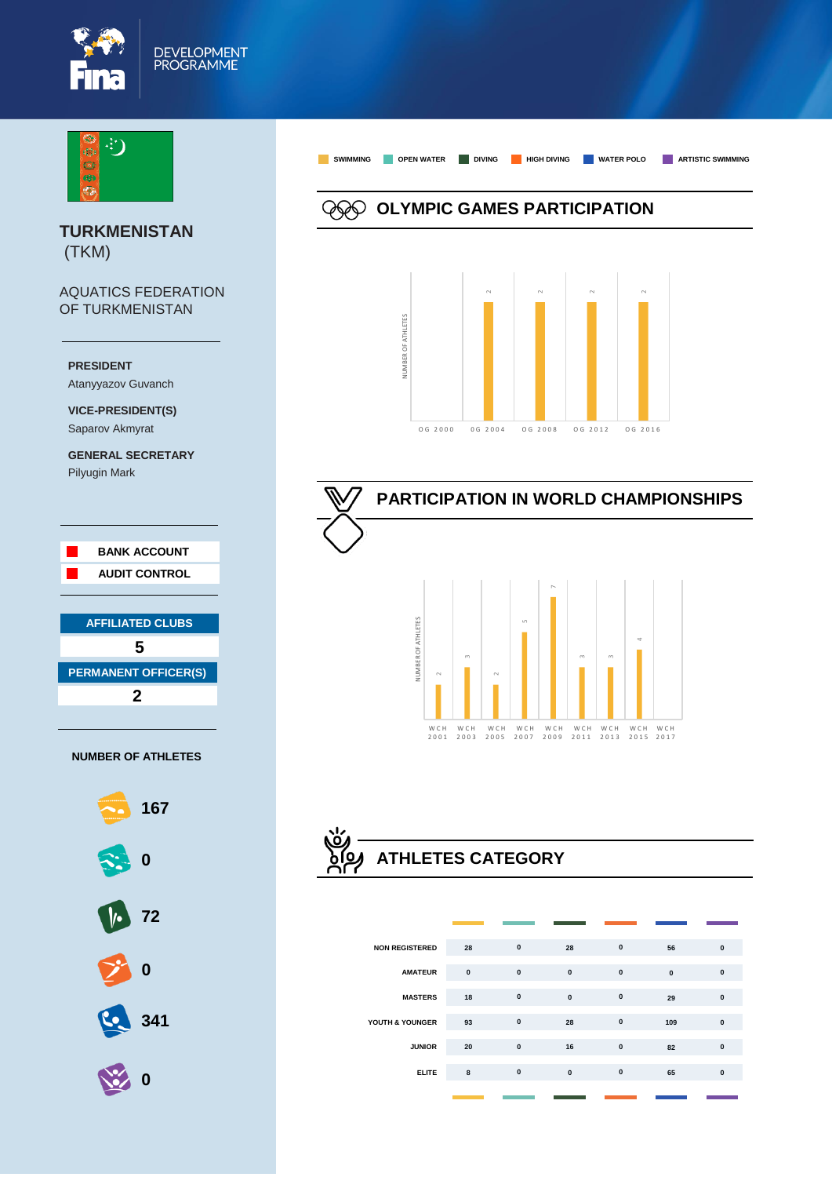DEVELOPMENT PROGRAMME

# TURKMENISTAN (TKM)

AQUATICS FEDERATION OF TURKMENISTAN

**PRESIDENT**
Atanyyazov Guvanch

**VICE-PRESIDENT(S)**
Saparov Akmyrat

**GENERAL SECRETARY**
Pilyugin Mark

- BANK ACCOUNT
- AUDIT CONTROL

| AFFILIATED CLUBS |
|---|
| 5 |

| PERMANENT OFFICER(S) |
|---|
| 2 |

**NUMBER OF ATHLETES**

| Discipline | Athletes |
|---|---|
| Swimming | 167 |
| Open Water | 0 |
| Diving | 72 |
| High Diving | 0 |
| Water Polo | 341 |
| Artistic Swimming | 0 |

SWIMMING | OPEN WATER | DIVING | HIGH DIVING | WATER POLO | ARTISTIC SWIMMING

## OLYMPIC GAMES PARTICIPATION

NUMBER OF ATHLETES

| OG 2000 | OG 2004 | OG 2008 | OG 2012 | OG 2016 |
|---|---|---|---|---|
| | 2 | 2 | 2 | 2 |

## PARTICIPATION IN WORLD CHAMPIONSHIPS

NUMBER OF ATHLETES

| WCH 2001 | WCH 2003 | WCH 2005 | WCH 2007 | WCH 2009 | WCH 2011 | WCH 2013 | WCH 2015 | WCH 2017 |
|---|---|---|---|---|---|---|---|---|
| 2 | 3 | 2 | 5 | 7 | 3 | 3 | 4 | |

## ATHLETES CATEGORY

| | Swimming | Open Water | Diving | High Diving | Water Polo | Artistic Swimming |
|---|---|---|---|---|---|---|
| NON REGISTERED | 28 | 0 | 28 | 0 | 56 | 0 |
| AMATEUR | 0 | 0 | 0 | 0 | 0 | 0 |
| MASTERS | 18 | 0 | 0 | 0 | 29 | 0 |
| YOUTH & YOUNGER | 93 | 0 | 28 | 0 | 109 | 0 |
| JUNIOR | 20 | 0 | 16 | 0 | 82 | 0 |
| ELITE | 8 | 0 | 0 | 0 | 65 | 0 |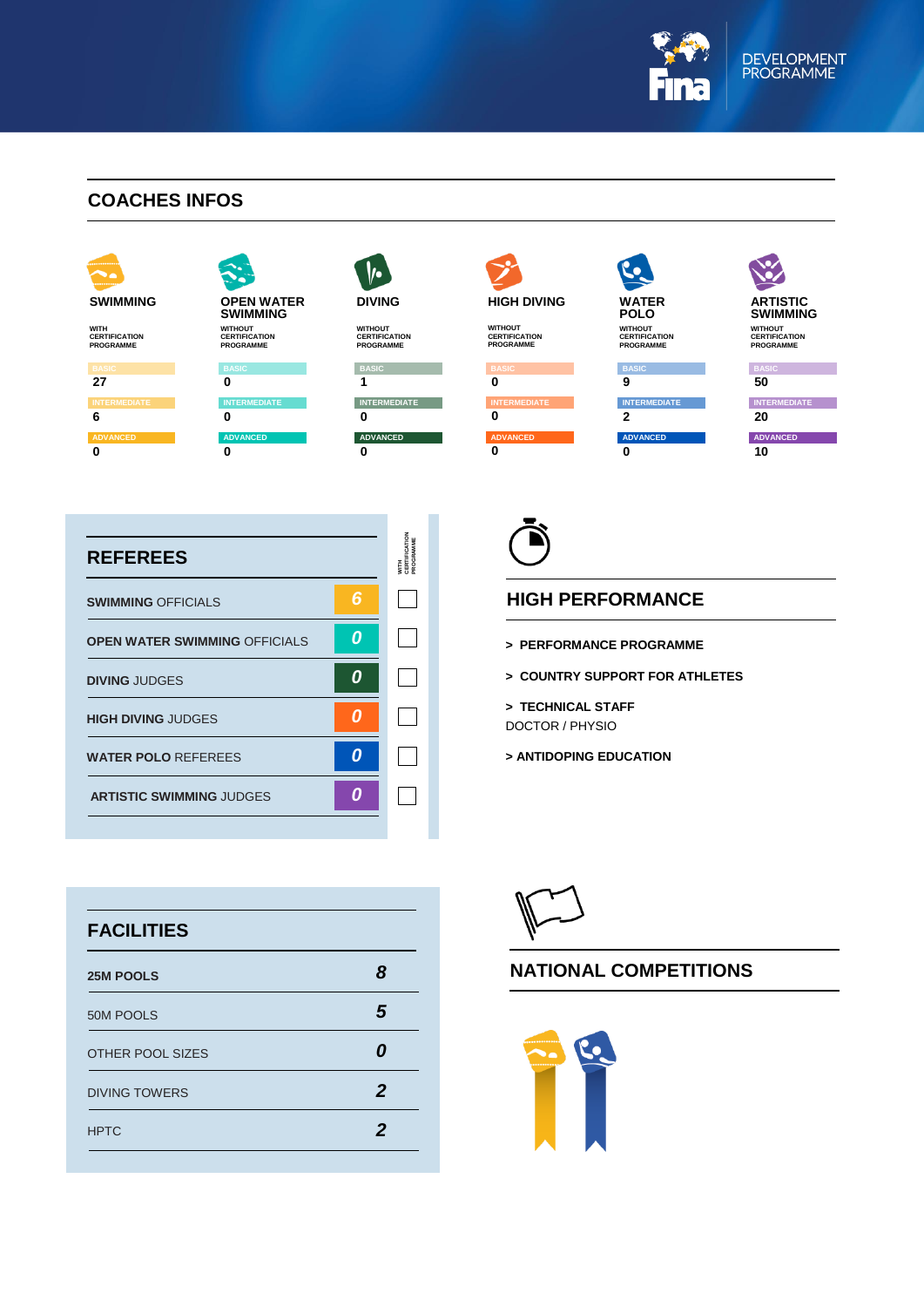# COACHES INFOS

| | SWIMMING | OPEN WATER SWIMMING | DIVING | HIGH DIVING | WATER POLO | ARTISTIC SWIMMING |
|---|---|---|---|---|---|---|
| | WITH CERTIFICATION PROGRAMME | WITHOUT CERTIFICATION PROGRAMME | WITHOUT CERTIFICATION PROGRAMME | WITHOUT CERTIFICATION PROGRAMME | WITHOUT CERTIFICATION PROGRAMME | WITHOUT CERTIFICATION PROGRAMME |
| BASIC | 27 | 0 | 1 | 0 | 9 | 50 |
| INTERMEDIATE | 6 | 0 | 0 | 0 | 2 | 20 |
| ADVANCED | 0 | 0 | 0 | 0 | 0 | 10 |

## REFEREES

| | | WITH CERTIFICATION PROGRAMME |
|---|---|---|
| SWIMMING OFFICIALS | 6 | ☐ |
| OPEN WATER SWIMMING OFFICIALS | 0 | ☐ |
| DIVING JUDGES | 0 | ☐ |
| HIGH DIVING JUDGES | 0 | ☐ |
| WATER POLO REFEREES | 0 | ☐ |
| ARTISTIC SWIMMING JUDGES | 0 | ☐ |

## HIGH PERFORMANCE

- > **PERFORMANCE PROGRAMME**
- > **COUNTRY SUPPORT FOR ATHLETES**
- > **TECHNICAL STAFF**
  DOCTOR / PHYSIO
- > **ANTIDOPING EDUCATION**

## FACILITIES

| | |
|---|---|
| 25M POOLS | 8 |
| 50M POOLS | 5 |
| OTHER POOL SIZES | 0 |
| DIVING TOWERS | 2 |
| HPTC | 2 |

## NATIONAL COMPETITIONS